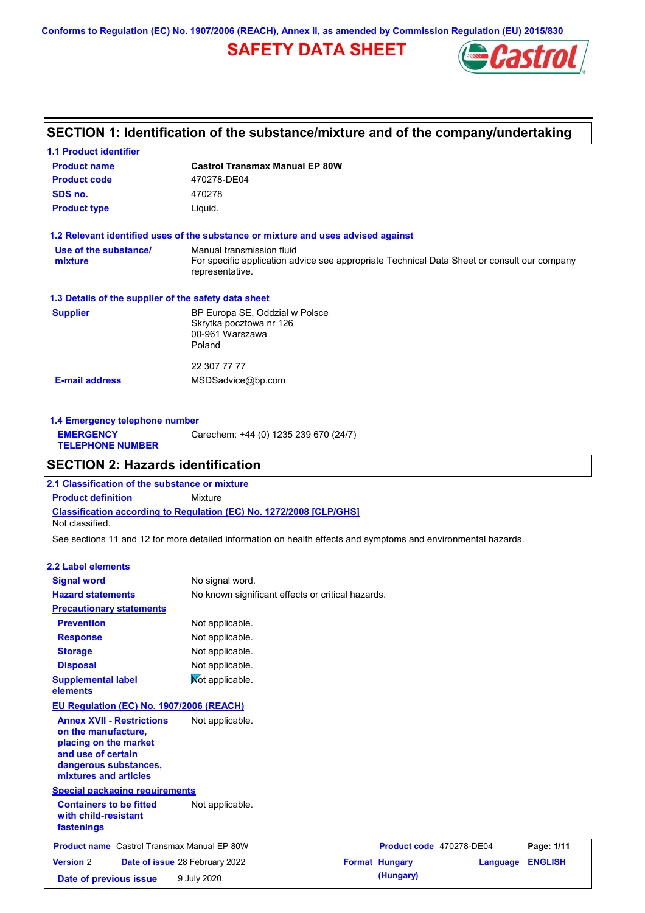Conforms to Regulation (EC) No. 1907/2006 (REACH), Annex II, as amended by Commission Regulation (EU) 2015/830

# SAFETY DATA SHEET

## SECTION 1: Identification of the substance/mixture and of the company/undertaking

### 1.1 Product identifier

| | |
|---|---|
| **Product name** | **Castrol Transmax Manual EP 80W** |
| **Product code** | 470278-DE04 |
| **SDS no.** | 470278 |
| **Product type** | Liquid. |

### 1.2 Relevant identified uses of the substance or mixture and uses advised against

| | |
|---|---|
| **Use of the substance/ mixture** | Manual transmission fluid<br>For specific application advice see appropriate Technical Data Sheet or consult our company representative. |

### 1.3 Details of the supplier of the safety data sheet

| | |
|---|---|
| **Supplier** | BP Europa SE, Oddział w Polsce<br>Skrytka pocztowa nr 126<br>00-961 Warszawa<br>Poland<br><br>22 307 77 77 |
| **E-mail address** | MSDSadvice@bp.com |

### 1.4 Emergency telephone number

| | |
|---|---|
| **EMERGENCY TELEPHONE NUMBER** | Carechem: +44 (0) 1235 239 670 (24/7) |

## SECTION 2: Hazards identification

### 2.1 Classification of the substance or mixture

**Product definition** Mixture

**Classification according to Regulation (EC) No. 1272/2008 [CLP/GHS]**

Not classified.

See sections 11 and 12 for more detailed information on health effects and symptoms and environmental hazards.

### 2.2 Label elements

| | |
|---|---|
| **Signal word** | No signal word. |
| **Hazard statements** | No known significant effects or critical hazards. |

**Precautionary statements**

| | |
|---|---|
| **Prevention** | Not applicable. |
| **Response** | Not applicable. |
| **Storage** | Not applicable. |
| **Disposal** | Not applicable. |
| **Supplemental label elements** | Not applicable. |

**EU Regulation (EC) No. 1907/2006 (REACH)**

| | |
|---|---|
| **Annex XVII - Restrictions on the manufacture, placing on the market and use of certain dangerous substances, mixtures and articles** | Not applicable. |

**Special packaging requirements**

| | |
|---|---|
| **Containers to be fitted with child-resistant fastenings** | Not applicable. |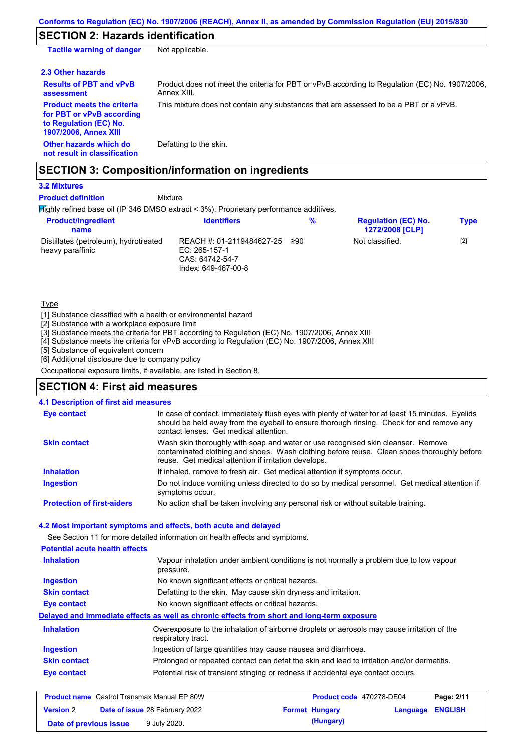## SECTION 2: Hazards identification

| | |
|---|---|
| **Tactile warning of danger** | Not applicable. |

### 2.3 Other hazards

| | |
|---|---|
| **Results of PBT and vPvB assessment** | Product does not meet the criteria for PBT or vPvB according to Regulation (EC) No. 1907/2006, Annex XIII. |
| **Product meets the criteria for PBT or vPvB according to Regulation (EC) No. 1907/2006, Annex XIII** | This mixture does not contain any substances that are assessed to be a PBT or a vPvB. |
| **Other hazards which do not result in classification** | Defatting to the skin. |

## SECTION 3: Composition/information on ingredients

### 3.2 Mixtures

**Product definition** Mixture

Highly refined base oil (IP 346 DMSO extract < 3%). Proprietary performance additives.

| Product/ingredient name | Identifiers | % | Regulation (EC) No. 1272/2008 [CLP] | Type |
|---|---|---|---|---|
| Distillates (petroleum), hydrotreated heavy paraffinic | REACH #: 01-2119484627-25<br>EC: 265-157-1<br>CAS: 64742-54-7<br>Index: 649-467-00-8 | ≥90 | Not classified. | [2] |

Type

[1] Substance classified with a health or environmental hazard
[2] Substance with a workplace exposure limit
[3] Substance meets the criteria for PBT according to Regulation (EC) No. 1907/2006, Annex XIII
[4] Substance meets the criteria for vPvB according to Regulation (EC) No. 1907/2006, Annex XIII
[5] Substance of equivalent concern
[6] Additional disclosure due to company policy

Occupational exposure limits, if available, are listed in Section 8.

## SECTION 4: First aid measures

### 4.1 Description of first aid measures

| | |
|---|---|
| **Eye contact** | In case of contact, immediately flush eyes with plenty of water for at least 15 minutes. Eyelids should be held away from the eyeball to ensure thorough rinsing. Check for and remove any contact lenses. Get medical attention. |
| **Skin contact** | Wash skin thoroughly with soap and water or use recognised skin cleanser. Remove contaminated clothing and shoes. Wash clothing before reuse. Clean shoes thoroughly before reuse. Get medical attention if irritation develops. |
| **Inhalation** | If inhaled, remove to fresh air. Get medical attention if symptoms occur. |
| **Ingestion** | Do not induce vomiting unless directed to do so by medical personnel. Get medical attention if symptoms occur. |
| **Protection of first-aiders** | No action shall be taken involving any personal risk or without suitable training. |

### 4.2 Most important symptoms and effects, both acute and delayed

See Section 11 for more detailed information on health effects and symptoms.

**Potential acute health effects**

| | |
|---|---|
| **Inhalation** | Vapour inhalation under ambient conditions is not normally a problem due to low vapour pressure. |
| **Ingestion** | No known significant effects or critical hazards. |
| **Skin contact** | Defatting to the skin. May cause skin dryness and irritation. |
| **Eye contact** | No known significant effects or critical hazards. |

**Delayed and immediate effects as well as chronic effects from short and long-term exposure**

| | |
|---|---|
| **Inhalation** | Overexposure to the inhalation of airborne droplets or aerosols may cause irritation of the respiratory tract. |
| **Ingestion** | Ingestion of large quantities may cause nausea and diarrhoea. |
| **Skin contact** | Prolonged or repeated contact can defat the skin and lead to irritation and/or dermatitis. |
| **Eye contact** | Potential risk of transient stinging or redness if accidental eye contact occurs. |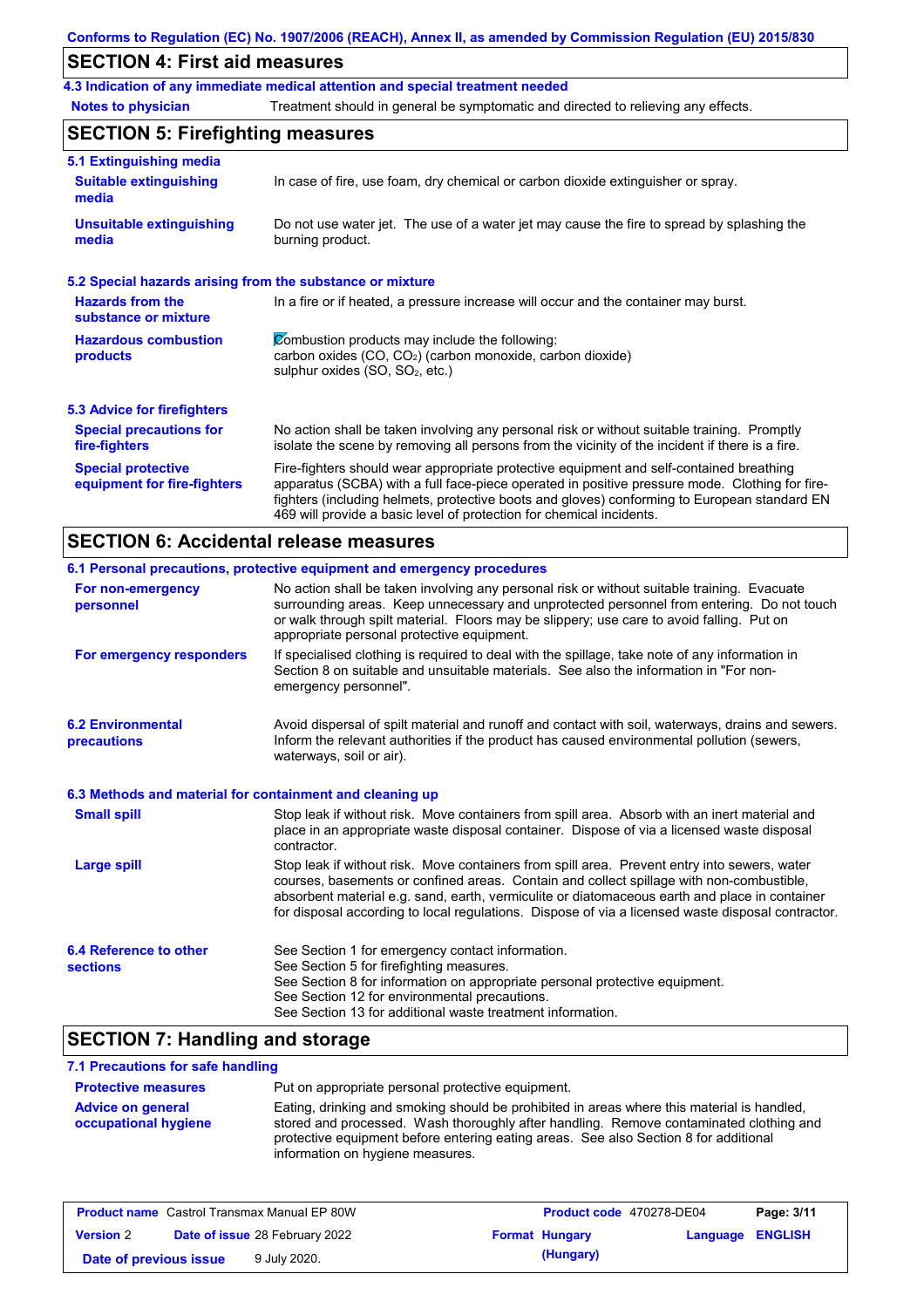## SECTION 4: First aid measures

### 4.3 Indication of any immediate medical attention and special treatment needed

**Notes to physician** Treatment should in general be symptomatic and directed to relieving any effects.

## SECTION 5: Firefighting measures

### 5.1 Extinguishing media

**Suitable extinguishing media**
In case of fire, use foam, dry chemical or carbon dioxide extinguisher or spray.

**Unsuitable extinguishing media**
Do not use water jet. The use of a water jet may cause the fire to spread by splashing the burning product.

### 5.2 Special hazards arising from the substance or mixture

**Hazards from the substance or mixture**
In a fire or if heated, a pressure increase will occur and the container may burst.

**Hazardous combustion products**
Combustion products may include the following:
carbon oxides (CO, $CO_2$) (carbon monoxide, carbon dioxide)
sulphur oxides (SO, $SO_2$, etc.)

### 5.3 Advice for firefighters

**Special precautions for fire-fighters**
No action shall be taken involving any personal risk or without suitable training. Promptly isolate the scene by removing all persons from the vicinity of the incident if there is a fire.

**Special protective equipment for fire-fighters**
Fire-fighters should wear appropriate protective equipment and self-contained breathing apparatus (SCBA) with a full face-piece operated in positive pressure mode. Clothing for fire-fighters (including helmets, protective boots and gloves) conforming to European standard EN 469 will provide a basic level of protection for chemical incidents.

## SECTION 6: Accidental release measures

### 6.1 Personal precautions, protective equipment and emergency procedures

**For non-emergency personnel**
No action shall be taken involving any personal risk or without suitable training. Evacuate surrounding areas. Keep unnecessary and unprotected personnel from entering. Do not touch or walk through spilt material. Floors may be slippery; use care to avoid falling. Put on appropriate personal protective equipment.

**For emergency responders**
If specialised clothing is required to deal with the spillage, take note of any information in Section 8 on suitable and unsuitable materials. See also the information in "For non-emergency personnel".

### 6.2 Environmental precautions

Avoid dispersal of spilt material and runoff and contact with soil, waterways, drains and sewers. Inform the relevant authorities if the product has caused environmental pollution (sewers, waterways, soil or air).

### 6.3 Methods and material for containment and cleaning up

**Small spill**
Stop leak if without risk. Move containers from spill area. Absorb with an inert material and place in an appropriate waste disposal container. Dispose of via a licensed waste disposal contractor.

**Large spill**
Stop leak if without risk. Move containers from spill area. Prevent entry into sewers, water courses, basements or confined areas. Contain and collect spillage with non-combustible, absorbent material e.g. sand, earth, vermiculite or diatomaceous earth and place in container for disposal according to local regulations. Dispose of via a licensed waste disposal contractor.

### 6.4 Reference to other sections

See Section 1 for emergency contact information.
See Section 5 for firefighting measures.
See Section 8 for information on appropriate personal protective equipment.
See Section 12 for environmental precautions.
See Section 13 for additional waste treatment information.

## SECTION 7: Handling and storage

### 7.1 Precautions for safe handling

**Protective measures**
Put on appropriate personal protective equipment.

**Advice on general occupational hygiene**
Eating, drinking and smoking should be prohibited in areas where this material is handled, stored and processed. Wash thoroughly after handling. Remove contaminated clothing and protective equipment before entering eating areas. See also Section 8 for additional information on hygiene measures.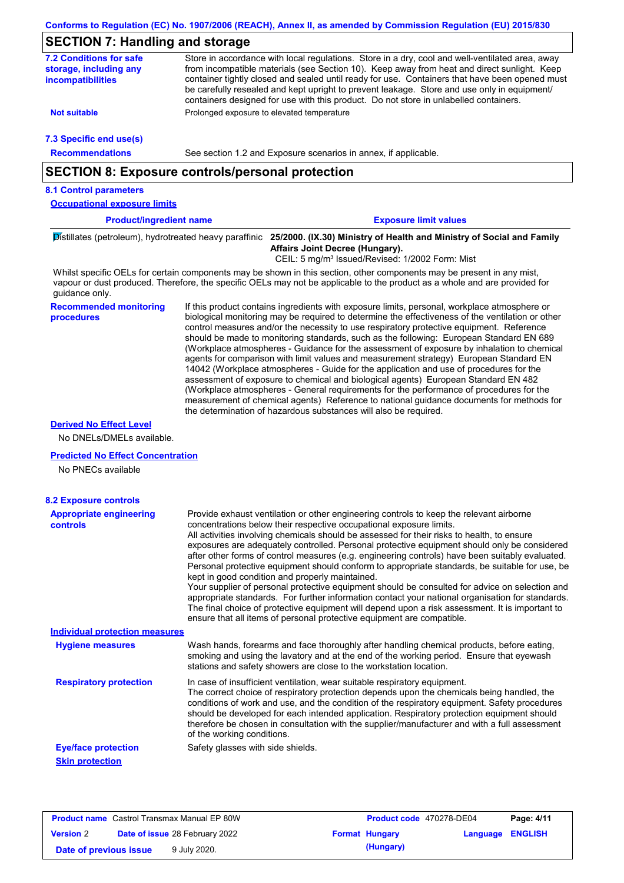Conforms to Regulation (EC) No. 1907/2006 (REACH), Annex II, as amended by Commission Regulation (EU) 2015/830

## SECTION 7: Handling and storage

**7.2 Conditions for safe storage, including any incompatibilities**

Store in accordance with local regulations. Store in a dry, cool and well-ventilated area, away from incompatible materials (see Section 10). Keep away from heat and direct sunlight. Keep container tightly closed and sealed until ready for use. Containers that have been opened must be carefully resealed and kept upright to prevent leakage. Store and use only in equipment/ containers designed for use with this product. Do not store in unlabelled containers.

**Not suitable**: Prolonged exposure to elevated temperature

**7.3 Specific end use(s)**

**Recommendations**: See section 1.2 and Exposure scenarios in annex, if applicable.

## SECTION 8: Exposure controls/personal protection

**8.1 Control parameters**

**Occupational exposure limits**

| Product/ingredient name | Exposure limit values |
|---|---|
| Distillates (petroleum), hydrotreated heavy paraffinic | **25/2000. (IX.30) Ministry of Health and Ministry of Social and Family Affairs Joint Decree (Hungary).** CEIL: 5 mg/m³ Issued/Revised: 1/2002 Form: Mist |

Whilst specific OELs for certain components may be shown in this section, other components may be present in any mist, vapour or dust produced. Therefore, the specific OELs may not be applicable to the product as a whole and are provided for guidance only.

**Recommended monitoring procedures**

If this product contains ingredients with exposure limits, personal, workplace atmosphere or biological monitoring may be required to determine the effectiveness of the ventilation or other control measures and/or the necessity to use respiratory protective equipment. Reference should be made to monitoring standards, such as the following: European Standard EN 689 (Workplace atmospheres - Guidance for the assessment of exposure by inhalation to chemical agents for comparison with limit values and measurement strategy) European Standard EN 14042 (Workplace atmospheres - Guide for the application and use of procedures for the assessment of exposure to chemical and biological agents) European Standard EN 482 (Workplace atmospheres - General requirements for the performance of procedures for the measurement of chemical agents) Reference to national guidance documents for methods for the determination of hazardous substances will also be required.

**Derived No Effect Level**

No DNELs/DMELs available.

**Predicted No Effect Concentration**

No PNECs available

**8.2 Exposure controls**

**Appropriate engineering controls**

Provide exhaust ventilation or other engineering controls to keep the relevant airborne concentrations below their respective occupational exposure limits.
All activities involving chemicals should be assessed for their risks to health, to ensure exposures are adequately controlled. Personal protective equipment should only be considered after other forms of control measures (e.g. engineering controls) have been suitably evaluated. Personal protective equipment should conform to appropriate standards, be suitable for use, be kept in good condition and properly maintained.
Your supplier of personal protective equipment should be consulted for advice on selection and appropriate standards. For further information contact your national organisation for standards. The final choice of protective equipment will depend upon a risk assessment. It is important to ensure that all items of personal protective equipment are compatible.

**Individual protection measures**

**Hygiene measures**

Wash hands, forearms and face thoroughly after handling chemical products, before eating, smoking and using the lavatory and at the end of the working period. Ensure that eyewash stations and safety showers are close to the workstation location.

**Respiratory protection**

In case of insufficient ventilation, wear suitable respiratory equipment.
The correct choice of respiratory protection depends upon the chemicals being handled, the conditions of work and use, and the condition of the respiratory equipment. Safety procedures should be developed for each intended application. Respiratory protection equipment should therefore be chosen in consultation with the supplier/manufacturer and with a full assessment of the working conditions.

**Eye/face protection**

Safety glasses with side shields.

**Skin protection**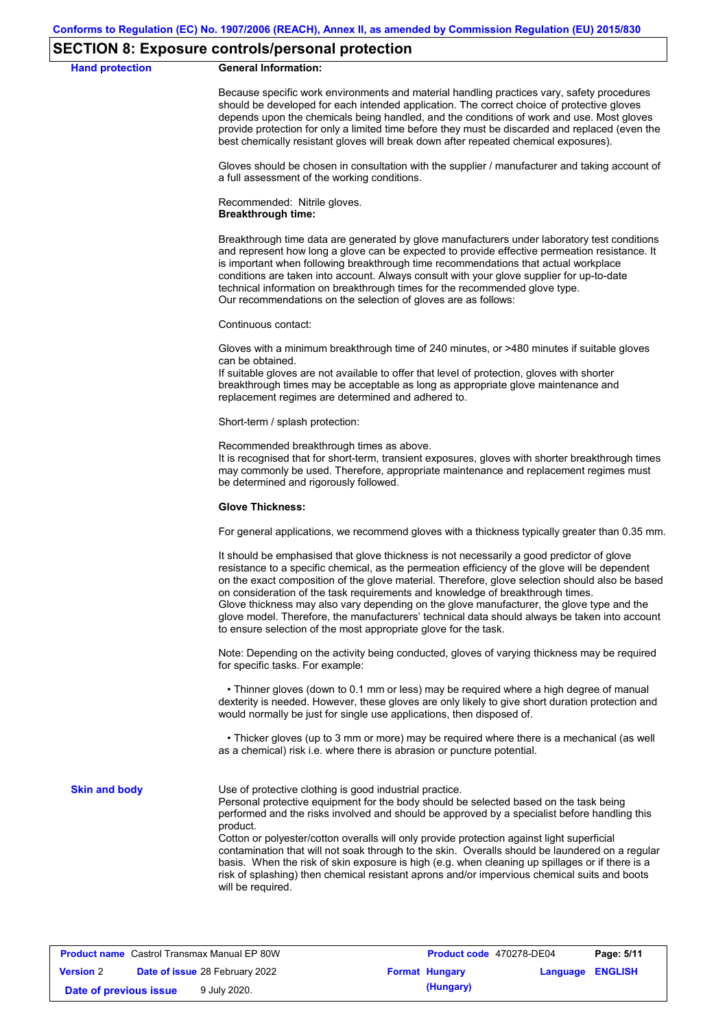## SECTION 8: Exposure controls/personal protection

**Hand protection**

**General Information:**

Because specific work environments and material handling practices vary, safety procedures should be developed for each intended application. The correct choice of protective gloves depends upon the chemicals being handled, and the conditions of work and use. Most gloves provide protection for only a limited time before they must be discarded and replaced (even the best chemically resistant gloves will break down after repeated chemical exposures).

Gloves should be chosen in consultation with the supplier / manufacturer and taking account of a full assessment of the working conditions.

Recommended: Nitrile gloves.
**Breakthrough time:**

Breakthrough time data are generated by glove manufacturers under laboratory test conditions and represent how long a glove can be expected to provide effective permeation resistance. It is important when following breakthrough time recommendations that actual workplace conditions are taken into account. Always consult with your glove supplier for up-to-date technical information on breakthrough times for the recommended glove type.
Our recommendations on the selection of gloves are as follows:

Continuous contact:

Gloves with a minimum breakthrough time of 240 minutes, or >480 minutes if suitable gloves can be obtained.
If suitable gloves are not available to offer that level of protection, gloves with shorter breakthrough times may be acceptable as long as appropriate glove maintenance and replacement regimes are determined and adhered to.

Short-term / splash protection:

Recommended breakthrough times as above.
It is recognised that for short-term, transient exposures, gloves with shorter breakthrough times may commonly be used. Therefore, appropriate maintenance and replacement regimes must be determined and rigorously followed.

**Glove Thickness:**

For general applications, we recommend gloves with a thickness typically greater than 0.35 mm.

It should be emphasised that glove thickness is not necessarily a good predictor of glove resistance to a specific chemical, as the permeation efficiency of the glove will be dependent on the exact composition of the glove material. Therefore, glove selection should also be based on consideration of the task requirements and knowledge of breakthrough times.
Glove thickness may also vary depending on the glove manufacturer, the glove type and the glove model. Therefore, the manufacturers' technical data should always be taken into account to ensure selection of the most appropriate glove for the task.

Note: Depending on the activity being conducted, gloves of varying thickness may be required for specific tasks. For example:

- Thinner gloves (down to 0.1 mm or less) may be required where a high degree of manual dexterity is needed. However, these gloves are only likely to give short duration protection and would normally be just for single use applications, then disposed of.

- Thicker gloves (up to 3 mm or more) may be required where there is a mechanical (as well as a chemical) risk i.e. where there is abrasion or puncture potential.

**Skin and body**

Use of protective clothing is good industrial practice.
Personal protective equipment for the body should be selected based on the task being performed and the risks involved and should be approved by a specialist before handling this product.
Cotton or polyester/cotton overalls will only provide protection against light superficial contamination that will not soak through to the skin. Overalls should be laundered on a regular basis. When the risk of skin exposure is high (e.g. when cleaning up spillages or if there is a risk of splashing) then chemical resistant aprons and/or impervious chemical suits and boots will be required.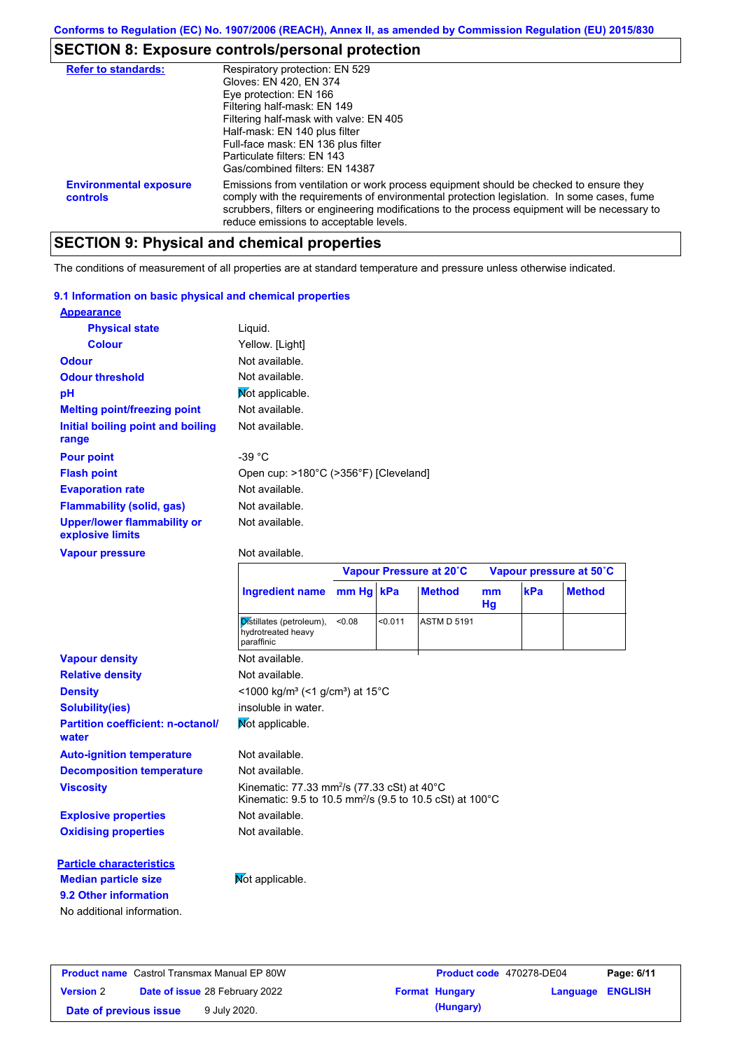Conforms to Regulation (EC) No. 1907/2006 (REACH), Annex II, as amended by Commission Regulation (EU) 2015/830

## SECTION 8: Exposure controls/personal protection

| | |
|---|---|
| **Refer to standards:** | Respiratory protection: EN 529<br>Gloves: EN 420, EN 374<br>Eye protection: EN 166<br>Filtering half-mask: EN 149<br>Filtering half-mask with valve: EN 405<br>Half-mask: EN 140 plus filter<br>Full-face mask: EN 136 plus filter<br>Particulate filters: EN 143<br>Gas/combined filters: EN 14387 |
| **Environmental exposure controls** | Emissions from ventilation or work process equipment should be checked to ensure they comply with the requirements of environmental protection legislation. In some cases, fume scrubbers, filters or engineering modifications to the process equipment will be necessary to reduce emissions to acceptable levels. |

## SECTION 9: Physical and chemical properties

The conditions of measurement of all properties are at standard temperature and pressure unless otherwise indicated.

### 9.1 Information on basic physical and chemical properties

**Appearance**

| | |
|---|---|
| **Physical state** | Liquid. |
| **Colour** | Yellow. [Light] |
| **Odour** | Not available. |
| **Odour threshold** | Not available. |
| **pH** | Not applicable. |
| **Melting point/freezing point** | Not available. |
| **Initial boiling point and boiling range** | Not available. |
| **Pour point** | -39 °C |
| **Flash point** | Open cup: >180°C (>356°F) [Cleveland] |
| **Evaporation rate** | Not available. |
| **Flammability (solid, gas)** | Not available. |
| **Upper/lower flammability or explosive limits** | Not available. |
| **Vapour pressure** | Not available. |

| Ingredient name | Vapour Pressure at 20˚C | | | Vapour pressure at 50˚C | | |
|---|---|---|---|---|---|---|
| | mm Hg | kPa | Method | mm Hg | kPa | Method |
| Distillates (petroleum), hydrotreated heavy paraffinic | <0.08 | <0.011 | ASTM D 5191 | | | |

| | |
|---|---|
| **Vapour density** | Not available. |
| **Relative density** | Not available. |
| **Density** | <1000 kg/m³ (<1 g/cm³) at 15°C |
| **Solubility(ies)** | insoluble in water. |
| **Partition coefficient: n-octanol/water** | Not applicable. |
| **Auto-ignition temperature** | Not available. |
| **Decomposition temperature** | Not available. |
| **Viscosity** | Kinematic: 77.33 mm²/s (77.33 cSt) at 40°C<br>Kinematic: 9.5 to 10.5 mm²/s (9.5 to 10.5 cSt) at 100°C |
| **Explosive properties** | Not available. |
| **Oxidising properties** | Not available. |

**Particle characteristics**

| | |
|---|---|
| **Median particle size** | Not applicable. |

### 9.2 Other information

No additional information.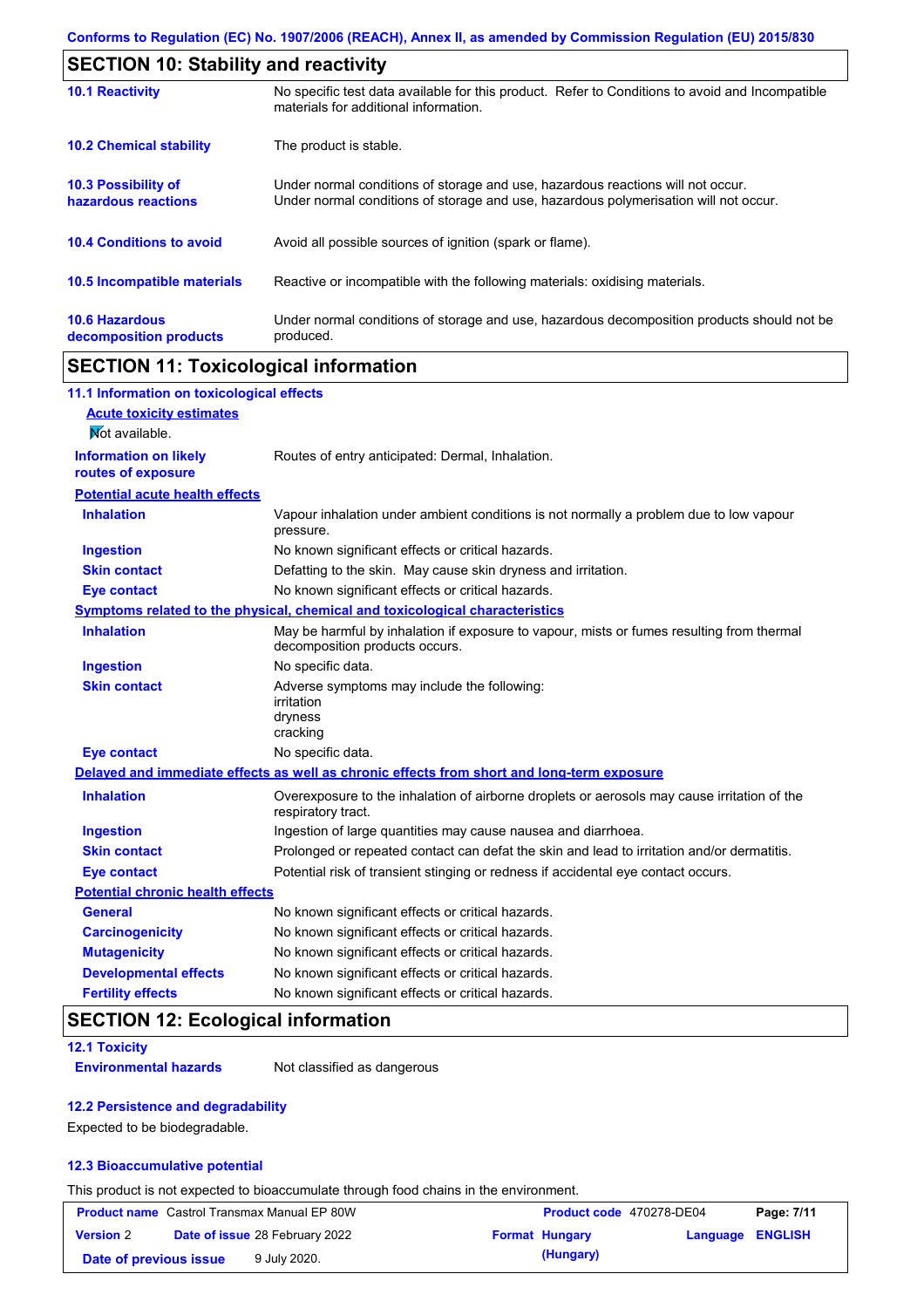## SECTION 10: Stability and reactivity

| | |
|---|---|
| **10.1 Reactivity** | No specific test data available for this product. Refer to Conditions to avoid and Incompatible materials for additional information. |
| **10.2 Chemical stability** | The product is stable. |
| **10.3 Possibility of hazardous reactions** | Under normal conditions of storage and use, hazardous reactions will not occur. Under normal conditions of storage and use, hazardous polymerisation will not occur. |
| **10.4 Conditions to avoid** | Avoid all possible sources of ignition (spark or flame). |
| **10.5 Incompatible materials** | Reactive or incompatible with the following materials: oxidising materials. |
| **10.6 Hazardous decomposition products** | Under normal conditions of storage and use, hazardous decomposition products should not be produced. |

## SECTION 11: Toxicological information

### 11.1 Information on toxicological effects

**Acute toxicity estimates**

Not available.

| | |
|---|---|
| **Information on likely routes of exposure** | Routes of entry anticipated: Dermal, Inhalation. |

**Potential acute health effects**

| | |
|---|---|
| **Inhalation** | Vapour inhalation under ambient conditions is not normally a problem due to low vapour pressure. |
| **Ingestion** | No known significant effects or critical hazards. |
| **Skin contact** | Defatting to the skin. May cause skin dryness and irritation. |
| **Eye contact** | No known significant effects or critical hazards. |

**Symptoms related to the physical, chemical and toxicological characteristics**

| | |
|---|---|
| **Inhalation** | May be harmful by inhalation if exposure to vapour, mists or fumes resulting from thermal decomposition products occurs. |
| **Ingestion** | No specific data. |
| **Skin contact** | Adverse symptoms may include the following:<br>irritation<br>dryness<br>cracking |
| **Eye contact** | No specific data. |

**Delayed and immediate effects as well as chronic effects from short and long-term exposure**

| | |
|---|---|
| **Inhalation** | Overexposure to the inhalation of airborne droplets or aerosols may cause irritation of the respiratory tract. |
| **Ingestion** | Ingestion of large quantities may cause nausea and diarrhoea. |
| **Skin contact** | Prolonged or repeated contact can defat the skin and lead to irritation and/or dermatitis. |
| **Eye contact** | Potential risk of transient stinging or redness if accidental eye contact occurs. |

**Potential chronic health effects**

| | |
|---|---|
| **General** | No known significant effects or critical hazards. |
| **Carcinogenicity** | No known significant effects or critical hazards. |
| **Mutagenicity** | No known significant effects or critical hazards. |
| **Developmental effects** | No known significant effects or critical hazards. |
| **Fertility effects** | No known significant effects or critical hazards. |

## SECTION 12: Ecological information

### 12.1 Toxicity

| | |
|---|---|
| **Environmental hazards** | Not classified as dangerous |

### 12.2 Persistence and degradability

Expected to be biodegradable.

### 12.3 Bioaccumulative potential

This product is not expected to bioaccumulate through food chains in the environment.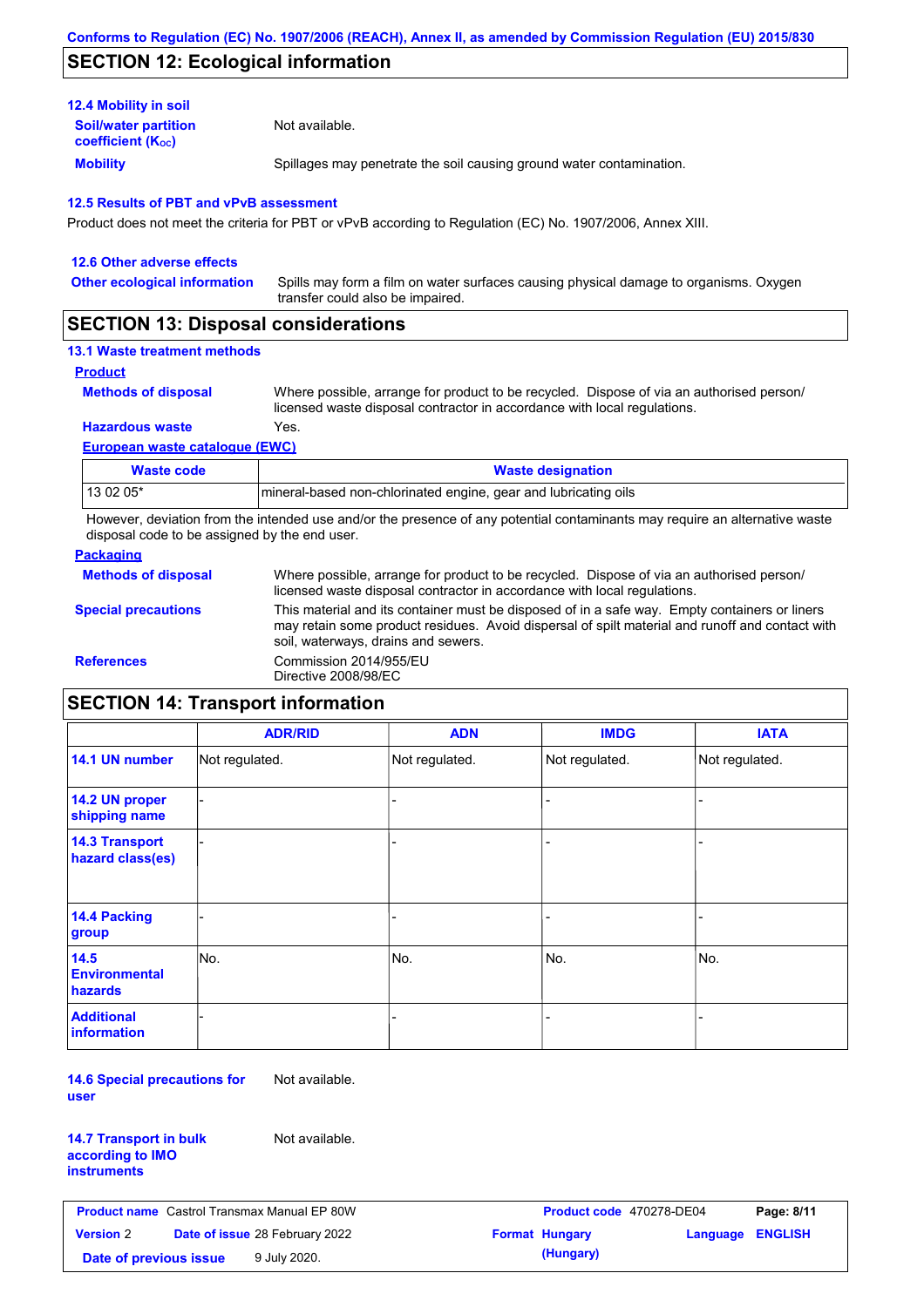Conforms to Regulation (EC) No. 1907/2006 (REACH), Annex II, as amended by Commission Regulation (EU) 2015/830

## SECTION 12: Ecological information

### 12.4 Mobility in soil

**Soil/water partition coefficient ($K_{OC}$)**: Not available.

**Mobility**: Spillages may penetrate the soil causing ground water contamination.

### 12.5 Results of PBT and vPvB assessment

Product does not meet the criteria for PBT or vPvB according to Regulation (EC) No. 1907/2006, Annex XIII.

### 12.6 Other adverse effects

**Other ecological information**: Spills may form a film on water surfaces causing physical damage to organisms. Oxygen transfer could also be impaired.

## SECTION 13: Disposal considerations

### 13.1 Waste treatment methods

**Product**

**Methods of disposal**: Where possible, arrange for product to be recycled. Dispose of via an authorised person/ licensed waste disposal contractor in accordance with local regulations.

**Hazardous waste**: Yes.

**European waste catalogue (EWC)**

| Waste code | Waste designation |
| --- | --- |
| 13 02 05* | mineral-based non-chlorinated engine, gear and lubricating oils |

However, deviation from the intended use and/or the presence of any potential contaminants may require an alternative waste disposal code to be assigned by the end user.

**Packaging**

**Methods of disposal**: Where possible, arrange for product to be recycled. Dispose of via an authorised person/ licensed waste disposal contractor in accordance with local regulations.

**Special precautions**: This material and its container must be disposed of in a safe way. Empty containers or liners may retain some product residues. Avoid dispersal of spilt material and runoff and contact with soil, waterways, drains and sewers.

**References**: Commission 2014/955/EU
Directive 2008/98/EC

## SECTION 14: Transport information

| | ADR/RID | ADN | IMDG | IATA |
| --- | --- | --- | --- | --- |
| **14.1 UN number** | Not regulated. | Not regulated. | Not regulated. | Not regulated. |
| **14.2 UN proper shipping name** | - | - | - | - |
| **14.3 Transport hazard class(es)** | - | - | - | - |
| **14.4 Packing group** | - | - | - | - |
| **14.5 Environmental hazards** | No. | No. | No. | No. |
| **Additional information** | - | - | - | - |

**14.6 Special precautions for user**: Not available.

**14.7 Transport in bulk according to IMO instruments**: Not available.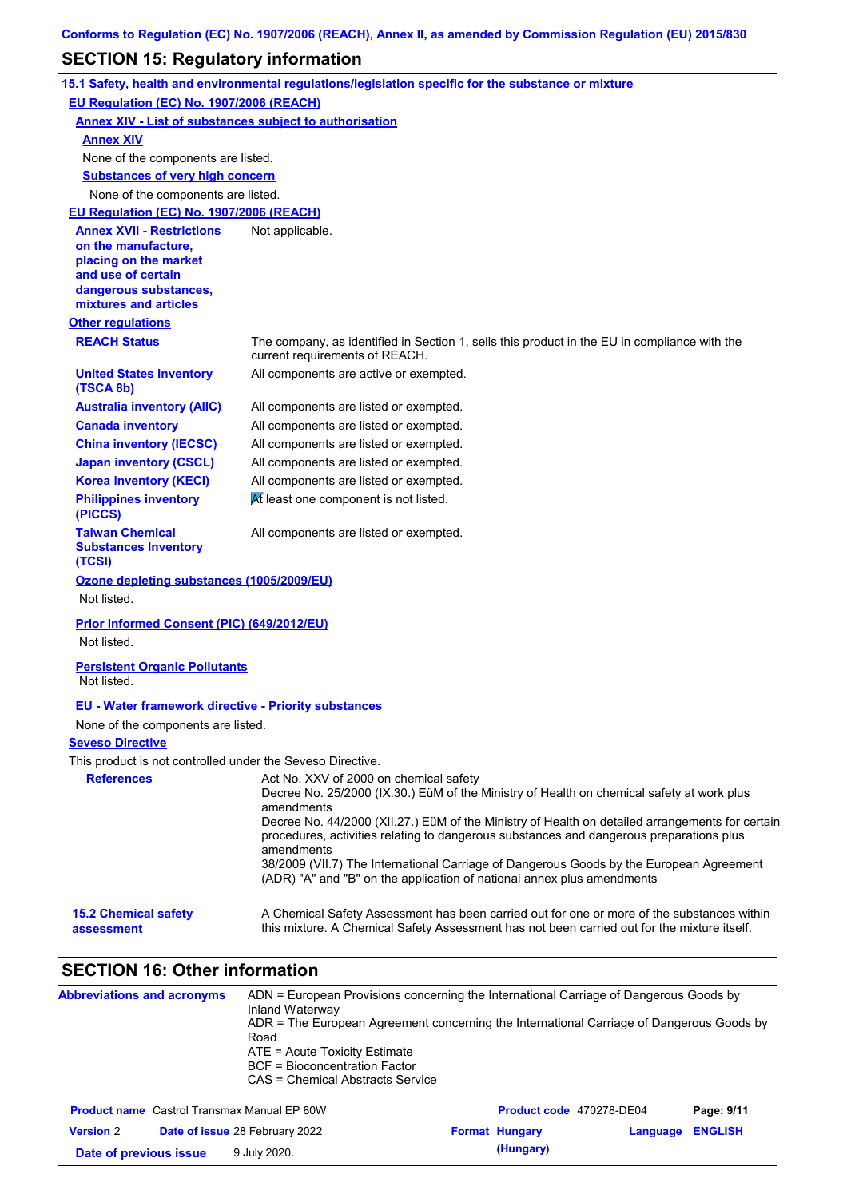Conforms to Regulation (EC) No. 1907/2006 (REACH), Annex II, as amended by Commission Regulation (EU) 2015/830

## SECTION 15: Regulatory information

### 15.1 Safety, health and environmental regulations/legislation specific for the substance or mixture

**EU Regulation (EC) No. 1907/2006 (REACH)**

**Annex XIV - List of substances subject to authorisation**

**Annex XIV**

None of the components are listed.

**Substances of very high concern**

None of the components are listed.

**EU Regulation (EC) No. 1907/2006 (REACH)**

| | |
|---|---|
| **Annex XVII - Restrictions on the manufacture, placing on the market and use of certain dangerous substances, mixtures and articles** | Not applicable. |

**Other regulations**

| | |
|---|---|
| **REACH Status** | The company, as identified in Section 1, sells this product in the EU in compliance with the current requirements of REACH. |
| **United States inventory (TSCA 8b)** | All components are active or exempted. |
| **Australia inventory (AIIC)** | All components are listed or exempted. |
| **Canada inventory** | All components are listed or exempted. |
| **China inventory (IECSC)** | All components are listed or exempted. |
| **Japan inventory (CSCL)** | All components are listed or exempted. |
| **Korea inventory (KECI)** | All components are listed or exempted. |
| **Philippines inventory (PICCS)** | At least one component is not listed. |
| **Taiwan Chemical Substances Inventory (TCSI)** | All components are listed or exempted. |

**Ozone depleting substances (1005/2009/EU)**

Not listed.

**Prior Informed Consent (PIC) (649/2012/EU)**

Not listed.

**Persistent Organic Pollutants**

Not listed.

**EU - Water framework directive - Priority substances**

None of the components are listed.

**Seveso Directive**

This product is not controlled under the Seveso Directive.

| | |
|---|---|
| **References** | Act No. XXV of 2000 on chemical safety<br>Decree No. 25/2000 (IX.30.) EüM of the Ministry of Health on chemical safety at work plus amendments<br>Decree No. 44/2000 (XII.27.) EüM of the Ministry of Health on detailed arrangements for certain procedures, activities relating to dangerous substances and dangerous preparations plus amendments<br>38/2009 (VII.7) The International Carriage of Dangerous Goods by the European Agreement (ADR) "A" and "B" on the application of national annex plus amendments |

| | |
|---|---|
| **15.2 Chemical safety assessment** | A Chemical Safety Assessment has been carried out for one or more of the substances within this mixture. A Chemical Safety Assessment has not been carried out for the mixture itself. |

## SECTION 16: Other information

| | |
|---|---|
| **Abbreviations and acronyms** | ADN = European Provisions concerning the International Carriage of Dangerous Goods by Inland Waterway<br>ADR = The European Agreement concerning the International Carriage of Dangerous Goods by Road<br>ATE = Acute Toxicity Estimate<br>BCF = Bioconcentration Factor<br>CAS = Chemical Abstracts Service |

| | | | |
|---|---|---|---|
| **Product name** Castrol Transmax Manual EP 80W | | **Product code** 470278-DE04 | |
| **Version** 2 | **Date of issue** 28 February 2022 | **Format** Hungary (Hungary) | **Language** ENGLISH |
| **Date of previous issue** | 9 July 2020. | | |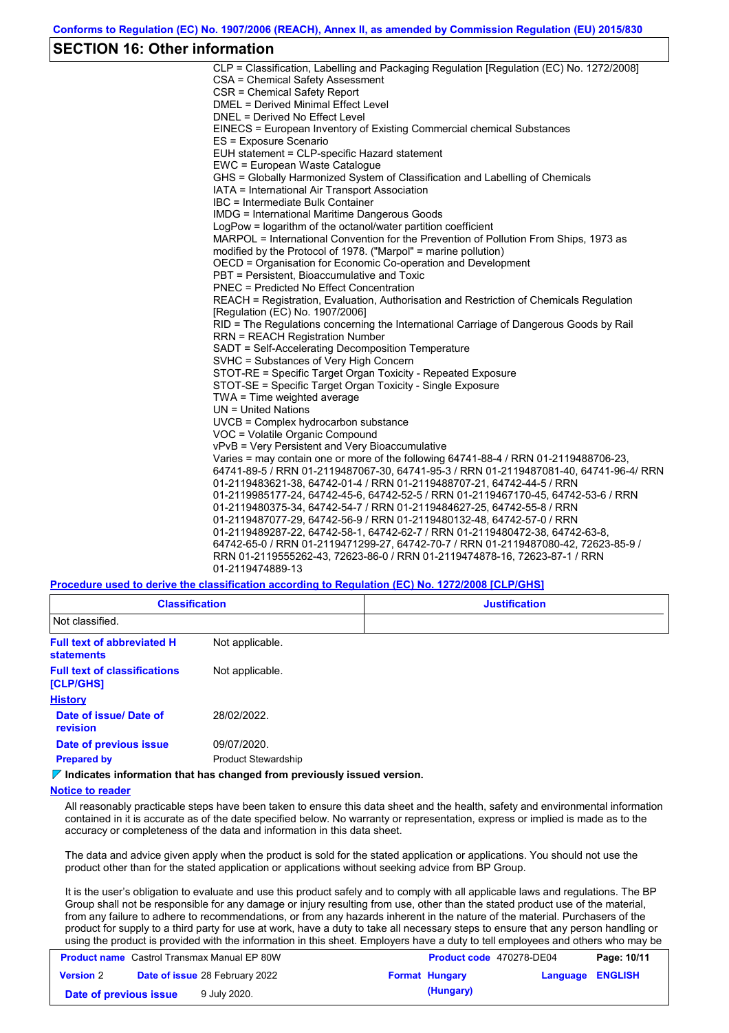## SECTION 16: Other information

CLP = Classification, Labelling and Packaging Regulation [Regulation (EC) No. 1272/2008]
CSA = Chemical Safety Assessment
CSR = Chemical Safety Report
DMEL = Derived Minimal Effect Level
DNEL = Derived No Effect Level
EINECS = European Inventory of Existing Commercial chemical Substances
ES = Exposure Scenario
EUH statement = CLP-specific Hazard statement
EWC = European Waste Catalogue
GHS = Globally Harmonized System of Classification and Labelling of Chemicals
IATA = International Air Transport Association
IBC = Intermediate Bulk Container
IMDG = International Maritime Dangerous Goods
LogPow = logarithm of the octanol/water partition coefficient
MARPOL = International Convention for the Prevention of Pollution From Ships, 1973 as modified by the Protocol of 1978. ("Marpol" = marine pollution)
OECD = Organisation for Economic Co-operation and Development
PBT = Persistent, Bioaccumulative and Toxic
PNEC = Predicted No Effect Concentration
REACH = Registration, Evaluation, Authorisation and Restriction of Chemicals Regulation [Regulation (EC) No. 1907/2006]
RID = The Regulations concerning the International Carriage of Dangerous Goods by Rail
RRN = REACH Registration Number
SADT = Self-Accelerating Decomposition Temperature
SVHC = Substances of Very High Concern
STOT-RE = Specific Target Organ Toxicity - Repeated Exposure
STOT-SE = Specific Target Organ Toxicity - Single Exposure
TWA = Time weighted average
UN = United Nations
UVCB = Complex hydrocarbon substance
VOC = Volatile Organic Compound
vPvB = Very Persistent and Very Bioaccumulative
Varies = may contain one or more of the following 64741-88-4 / RRN 01-2119488706-23, 64741-89-5 / RRN 01-2119487067-30, 64741-95-3 / RRN 01-2119487081-40, 64741-96-4/ RRN 01-2119483621-38, 64742-01-4 / RRN 01-2119488707-21, 64742-44-5 / RRN 01-2119985177-24, 64742-45-6, 64742-52-5 / RRN 01-2119467170-45, 64742-53-6 / RRN 01-2119480375-34, 64742-54-7 / RRN 01-2119484627-25, 64742-55-8 / RRN 01-2119487077-29, 64742-56-9 / RRN 01-2119480132-48, 64742-57-0 / RRN 01-2119489287-22, 64742-58-1, 64742-62-7 / RRN 01-2119480472-38, 64742-63-8, 64742-65-0 / RRN 01-2119471299-27, 64742-70-7 / RRN 01-2119487080-42, 72623-85-9 / RRN 01-2119555262-43, 72623-86-0 / RRN 01-2119474878-16, 72623-87-1 / RRN 01-2119474889-13

**Procedure used to derive the classification according to Regulation (EC) No. 1272/2008 [CLP/GHS]**

| Classification | Justification |
|---|---|
| Not classified. | |

**Full text of abbreviated H statements:** Not applicable.

**Full text of classifications [CLP/GHS]:** Not applicable.

**History**

**Date of issue/ Date of revision:** 28/02/2022.

**Date of previous issue:** 09/07/2020.

**Prepared by:** Product Stewardship

**Indicates information that has changed from previously issued version.**

**Notice to reader**

All reasonably practicable steps have been taken to ensure this data sheet and the health, safety and environmental information contained in it is accurate as of the date specified below. No warranty or representation, express or implied is made as to the accuracy or completeness of the data and information in this data sheet.

The data and advice given apply when the product is sold for the stated application or applications. You should not use the product other than for the stated application or applications without seeking advice from BP Group.

It is the user's obligation to evaluate and use this product safely and to comply with all applicable laws and regulations. The BP Group shall not be responsible for any damage or injury resulting from use, other than the stated product use of the material, from any failure to adhere to recommendations, or from any hazards inherent in the nature of the material. Purchasers of the product for supply to a third party for use at work, have a duty to take all necessary steps to ensure that any person handling or using the product is provided with the information in this sheet. Employers have a duty to tell employees and others who may be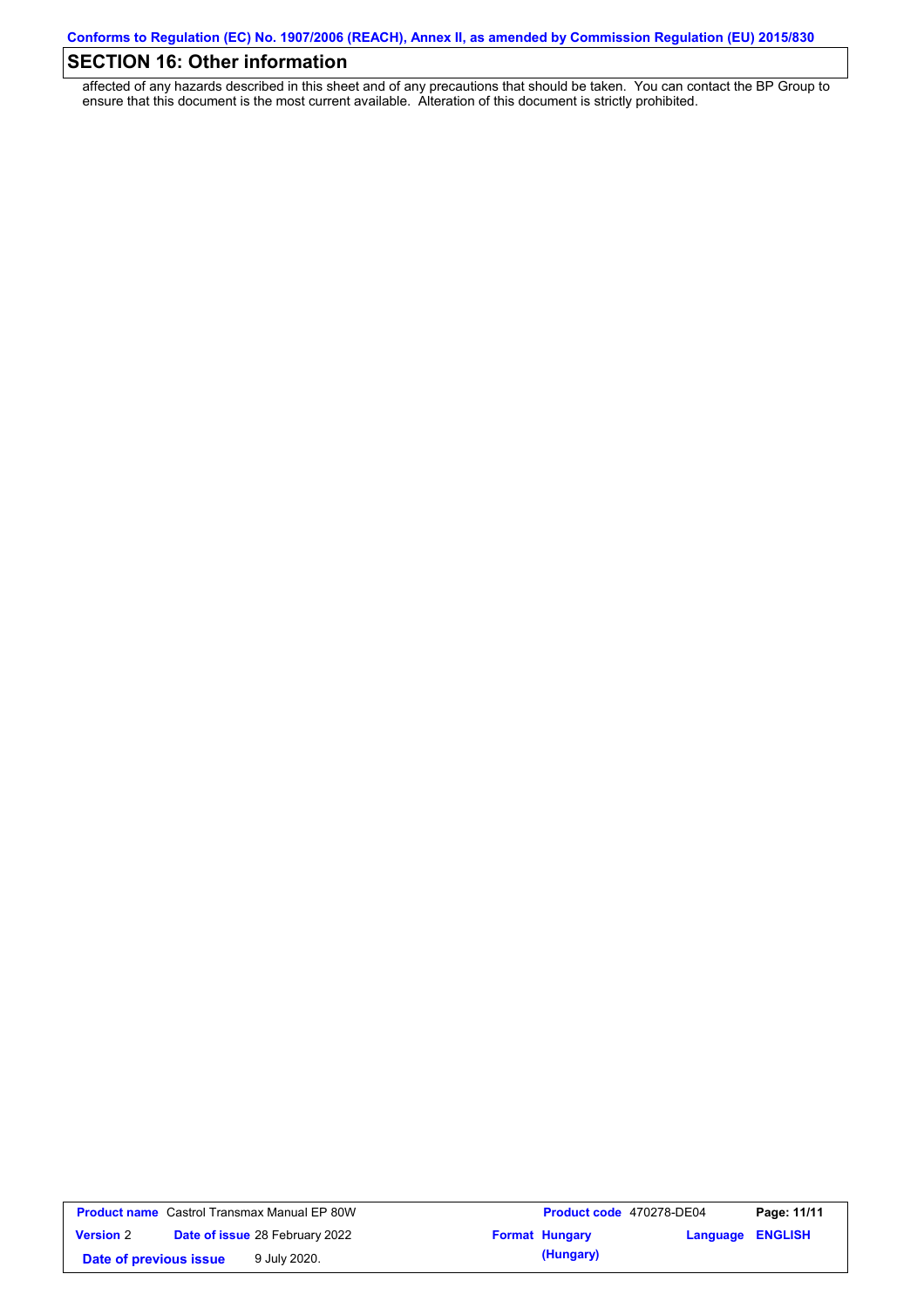## SECTION 16: Other information

affected of any hazards described in this sheet and of any precautions that should be taken. You can contact the BP Group to ensure that this document is the most current available. Alteration of this document is strictly prohibited.